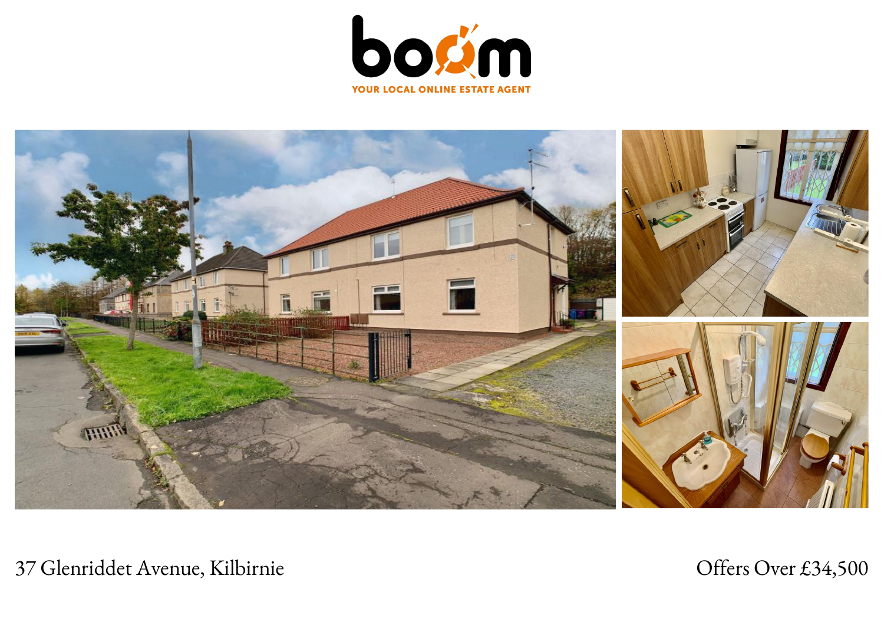boom

YOUR LOCAL ONLINE ESTATE AGENT

37 Glenriddet Avenue, Kilbirnie

Offers Over £34,500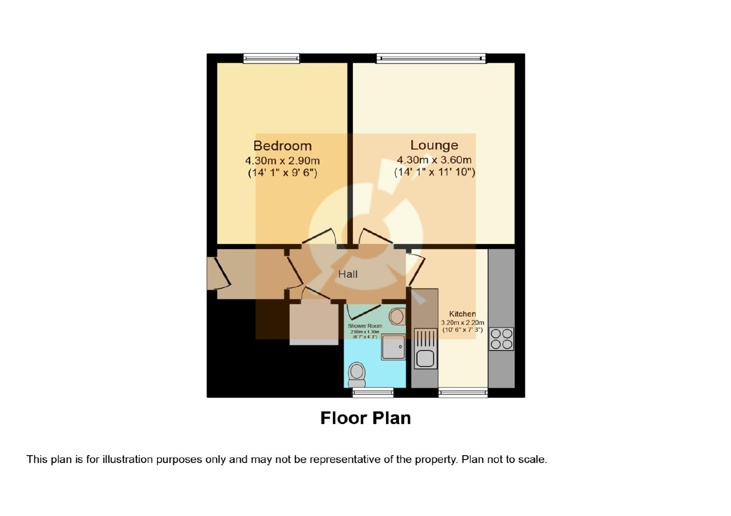Bedroom
4.30m x 2.90m
(14' 1" x 9' 6")

Lounge
4.30m x 3.60m
(14' 1" x 11' 10")

Hall

Shower Room
2.00m x 1.30m
(6' 7" x 4' 3")

Kitchen
3.20m x 2.20m
(10' 6" x 7' 3")

## Floor Plan

This plan is for illustration purposes only and may not be representative of the property. Plan not to scale.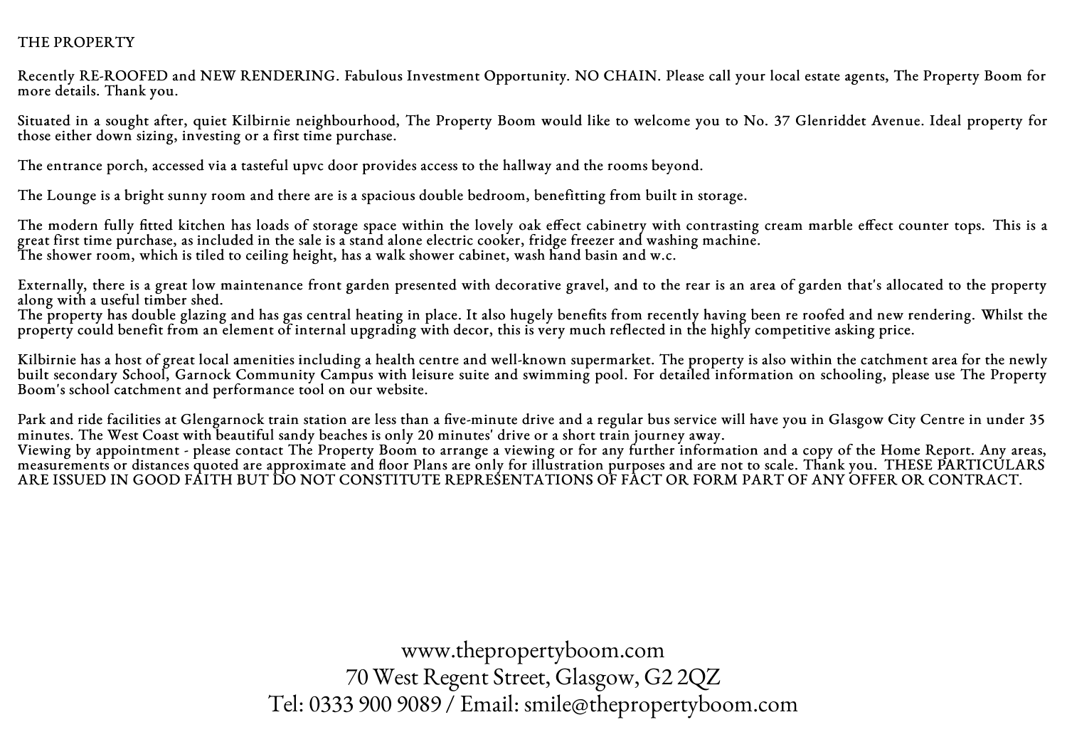THE PROPERTY

Recently RE-ROOFED and NEW RENDERING. Fabulous Investment Opportunity. NO CHAIN. Please call your local estate agents, The Property Boom for more details. Thank you.

Situated in a sought after, quiet Kilbirnie neighbourhood, The Property Boom would like to welcome you to No. 37 Glenriddet Avenue. Ideal property for those either down sizing, investing or a first time purchase.

The entrance porch, accessed via a tasteful upvc door provides access to the hallway and the rooms beyond.

The Lounge is a bright sunny room and there are is a spacious double bedroom, benefitting from built in storage.

The modern fully fitted kitchen has loads of storage space within the lovely oak effect cabinetry with contrasting cream marble effect counter tops. This is a great first time purchase, as included in the sale is a stand alone electric cooker, fridge freezer and washing machine.
The shower room, which is tiled to ceiling height, has a walk shower cabinet, wash hand basin and w.c.

Externally, there is a great low maintenance front garden presented with decorative gravel, and to the rear is an area of garden that's allocated to the property along with a useful timber shed.
The property has double glazing and has gas central heating in place. It also hugely benefits from recently having been re roofed and new rendering. Whilst the property could benefit from an element of internal upgrading with decor, this is very much reflected in the highly competitive asking price.

Kilbirnie has a host of great local amenities including a health centre and well-known supermarket. The property is also within the catchment area for the newly built secondary School, Garnock Community Campus with leisure suite and swimming pool. For detailed information on schooling, please use The Property Boom's school catchment and performance tool on our website.

Park and ride facilities at Glengarnock train station are less than a five-minute drive and a regular bus service will have you in Glasgow City Centre in under 35 minutes. The West Coast with beautiful sandy beaches is only 20 minutes' drive or a short train journey away.
Viewing by appointment - please contact The Property Boom to arrange a viewing or for any further information and a copy of the Home Report. Any areas, measurements or distances quoted are approximate and floor Plans are only for illustration purposes and are not to scale. Thank you. THESE PARTICULARS ARE ISSUED IN GOOD FAITH BUT DO NOT CONSTITUTE REPRESENTATIONS OF FACT OR FORM PART OF ANY OFFER OR CONTRACT.

www.thepropertyboom.com
70 West Regent Street, Glasgow, G2 2QZ
Tel: 0333 900 9089 / Email: smile@thepropertyboom.com